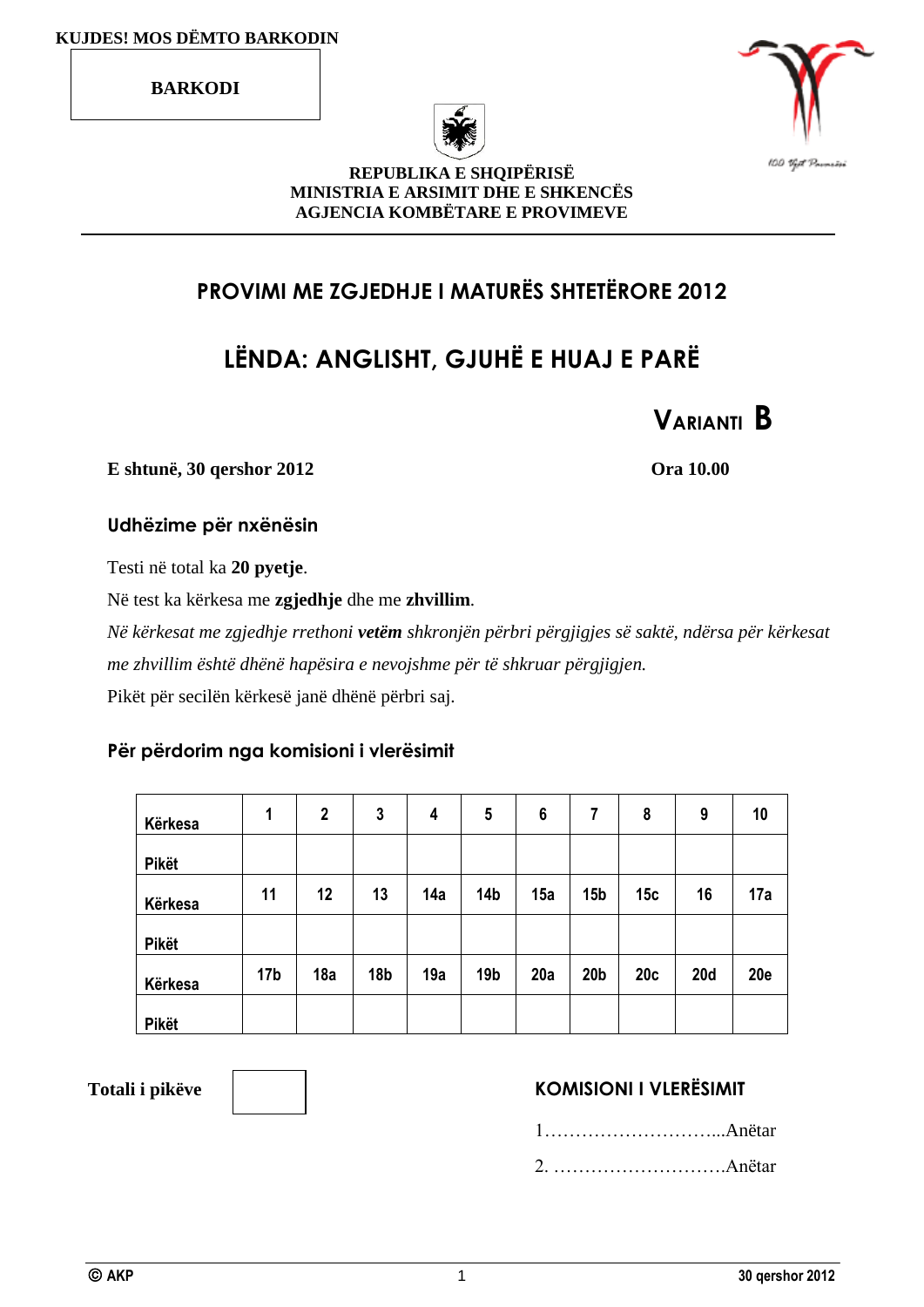KUJDES! MOS DËMTO BARKODIN

BARKODI

REPUBLIKA E SHQIPËRISË
MINISTRIA E ARSIMIT DHE E SHKENCËS
AGJENCIA KOMBËTARE E PROVIMEVE

# PROVIMI ME ZGJEDHJE I MATURËS SHTETËRORE 2012

# LËNDA: ANGLISHT, GJUHË E HUAJ E PARË

## VARIANTI B

**E shtunë, 30 qershor 2012** **Ora 10.00**

### Udhëzime për nxënësin

Testi në total ka **20 pyetje**.

Në test ka kërkesa me **zgjedhje** dhe me **zhvillim**.

*Në kërkesat me zgjedhje rrethoni **vetëm** shkronjën përbri përgjigjes së saktë, ndërsa për kërkesat me zhvillim është dhënë hapësira e nevojshme për të shkruar përgjigjen.*

Pikët për secilën kërkesë janë dhënë përbri saj.

### Për përdorim nga komisioni i vlerësimit

| Kërkesa | 1 | 2 | 3 | 4 | 5 | 6 | 7 | 8 | 9 | 10 |
|---|---|---|---|---|---|---|---|---|---|---|
| Pikët | | | | | | | | | | |
| Kërkesa | 11 | 12 | 13 | 14a | 14b | 15a | 15b | 15c | 16 | 17a |
| Pikët | | | | | | | | | | |
| Kërkesa | 17b | 18a | 18b | 19a | 19b | 20a | 20b | 20c | 20d | 20e |
| Pikët | | | | | | | | | | |

**Totali i pikëve**

KOMISIONI I VLERËSIMIT

1…………………………...Anëtar

2. ……………………….Anëtar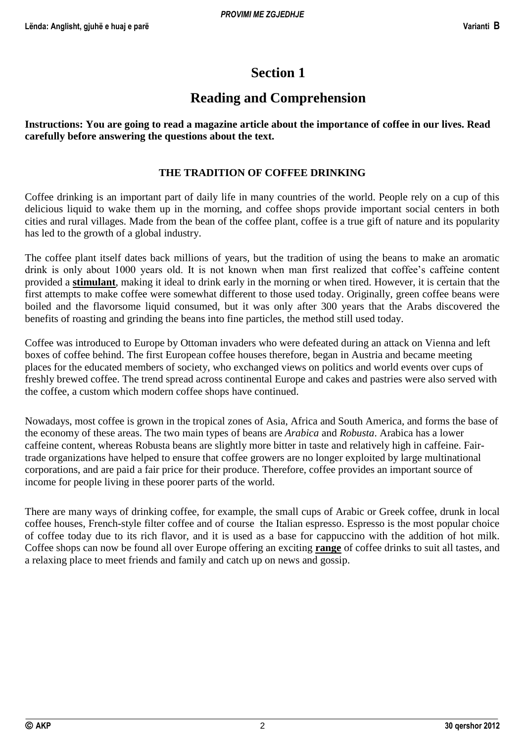# Section 1

# Reading and Comprehension

**Instructions: You are going to read a magazine article about the importance of coffee in our lives. Read carefully before answering the questions about the text.**

### THE TRADITION OF COFFEE DRINKING

Coffee drinking is an important part of daily life in many countries of the world. People rely on a cup of this delicious liquid to wake them up in the morning, and coffee shops provide important social centers in both cities and rural villages. Made from the bean of the coffee plant, coffee is a true gift of nature and its popularity has led to the growth of a global industry.

The coffee plant itself dates back millions of years, but the tradition of using the beans to make an aromatic drink is only about 1000 years old. It is not known when man first realized that coffee's caffeine content provided a **stimulant**, making it ideal to drink early in the morning or when tired. However, it is certain that the first attempts to make coffee were somewhat different to those used today. Originally, green coffee beans were boiled and the flavorsome liquid consumed, but it was only after 300 years that the Arabs discovered the benefits of roasting and grinding the beans into fine particles, the method still used today.

Coffee was introduced to Europe by Ottoman invaders who were defeated during an attack on Vienna and left boxes of coffee behind. The first European coffee houses therefore, began in Austria and became meeting places for the educated members of society, who exchanged views on politics and world events over cups of freshly brewed coffee. The trend spread across continental Europe and cakes and pastries were also served with the coffee, a custom which modern coffee shops have continued.

Nowadays, most coffee is grown in the tropical zones of Asia, Africa and South America, and forms the base of the economy of these areas. The two main types of beans are *Arabica* and *Robusta*. Arabica has a lower caffeine content, whereas Robusta beans are slightly more bitter in taste and relatively high in caffeine. Fair-trade organizations have helped to ensure that coffee growers are no longer exploited by large multinational corporations, and are paid a fair price for their produce. Therefore, coffee provides an important source of income for people living in these poorer parts of the world.

There are many ways of drinking coffee, for example, the small cups of Arabic or Greek coffee, drunk in local coffee houses, French-style filter coffee and of course the Italian espresso. Espresso is the most popular choice of coffee today due to its rich flavor, and it is used as a base for cappuccino with the addition of hot milk. Coffee shops can now be found all over Europe offering an exciting **range** of coffee drinks to suit all tastes, and a relaxing place to meet friends and family and catch up on news and gossip.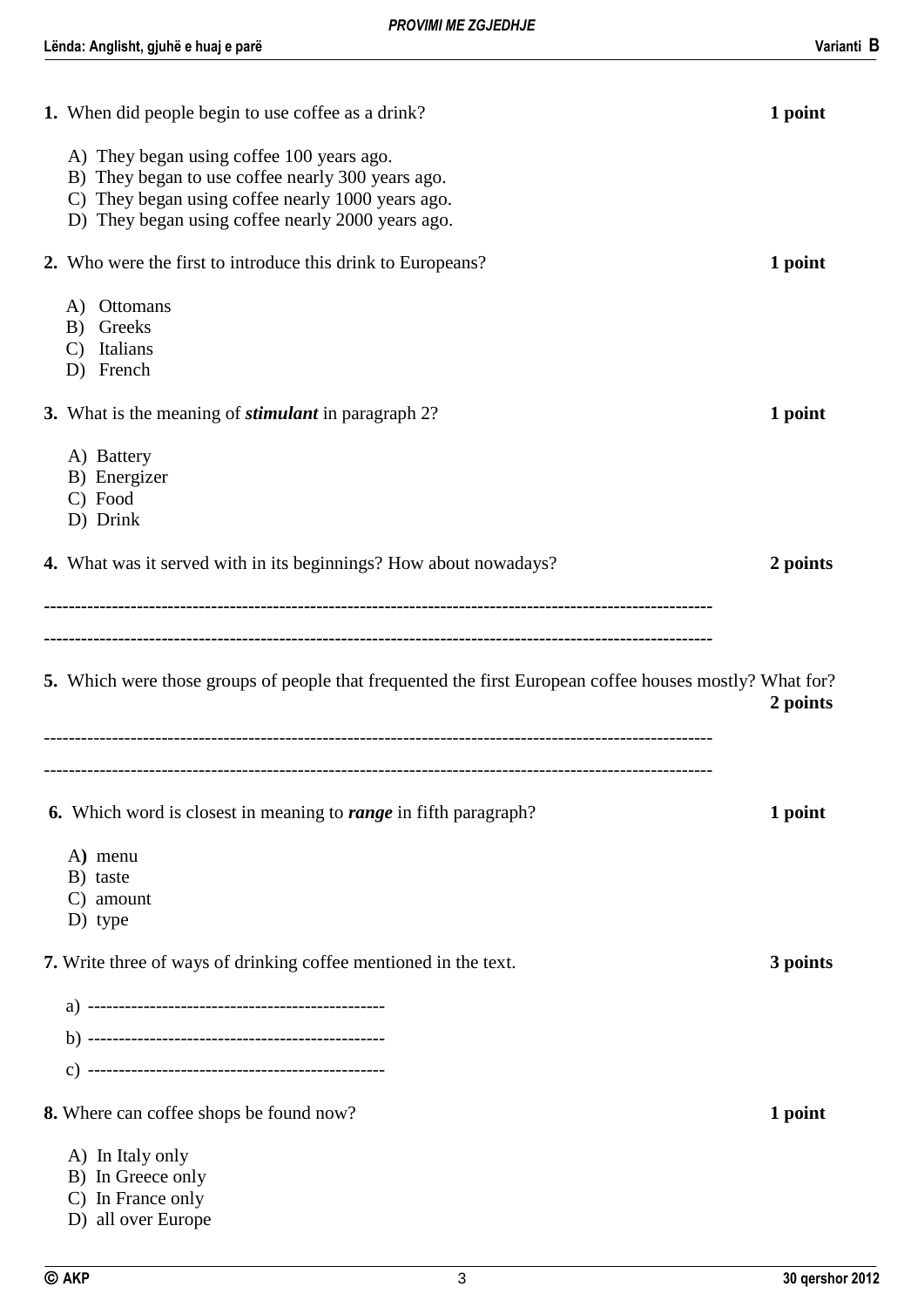**1.** When did people begin to use coffee as a drink? **1 point**

A) They began using coffee 100 years ago.
B) They began to use coffee nearly 300 years ago.
C) They began using coffee nearly 1000 years ago.
D) They began using coffee nearly 2000 years ago.

**2.** Who were the first to introduce this drink to Europeans? **1 point**

A) Ottomans
B) Greeks
C) Italians
D) French

**3.** What is the meaning of ***stimulant*** in paragraph 2? **1 point**

A) Battery
B) Energizer
C) Food
D) Drink

**4.** What was it served with in its beginnings? How about nowadays? **2 points**

---------------------------------------------------------------------------------------------------------

---------------------------------------------------------------------------------------------------------

**5.** Which were those groups of people that frequented the first European coffee houses mostly? What for? **2 points**

---------------------------------------------------------------------------------------------------------

---------------------------------------------------------------------------------------------------------

**6.** Which word is closest in meaning to ***range*** in fifth paragraph? **1 point**

A) menu
B) taste
C) amount
D) type

**7.** Write three of ways of drinking coffee mentioned in the text. **3 points**

a) -----------------------------------------------

b) -----------------------------------------------

c) -----------------------------------------------

**8.** Where can coffee shops be found now? **1 point**

A) In Italy only
B) In Greece only
C) In France only
D) all over Europe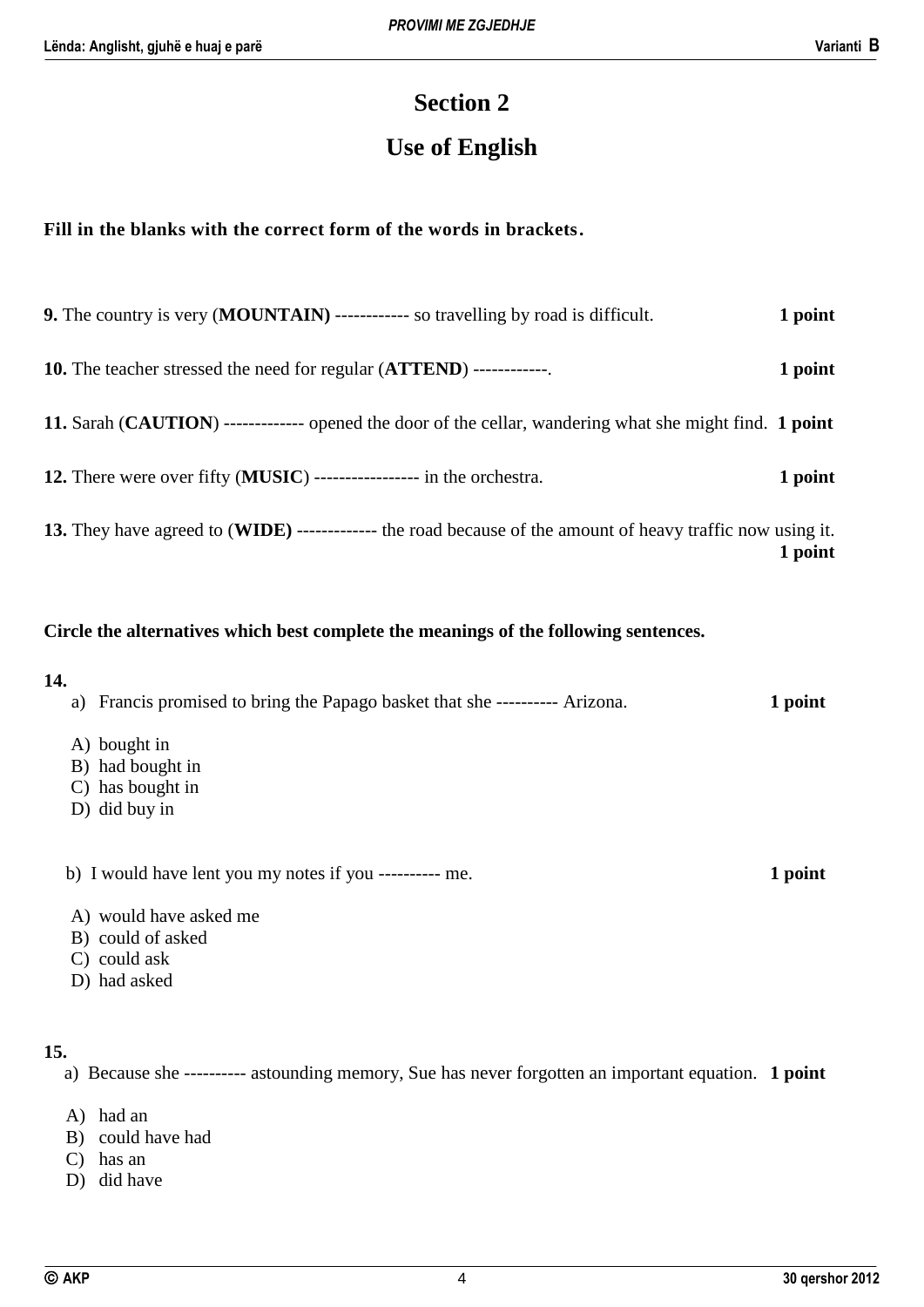# Section 2

## Use of English

**Fill in the blanks with the correct form of the words in brackets.**

**9.** The country is very (**MOUNTAIN)** ------------ so travelling by road is difficult. **1 point**

**10.** The teacher stressed the need for regular (**ATTEND**) ------------. **1 point**

**11.** Sarah (**CAUTION**) ------------- opened the door of the cellar, wandering what she might find. **1 point**

**12.** There were over fifty (**MUSIC**) ----------------- in the orchestra. **1 point**

**13.** They have agreed to (**WIDE)** ------------- the road because of the amount of heavy traffic now using it. **1 point**

**Circle the alternatives which best complete the meanings of the following sentences.**

**14.**

a) Francis promised to bring the Papago basket that she ---------- Arizona. **1 point**

A) bought in
B) had bought in
C) has bought in
D) did buy in

b) I would have lent you my notes if you ---------- me. **1 point**

A) would have asked me
B) could of asked
C) could ask
D) had asked

**15.**

a) Because she ---------- astounding memory, Sue has never forgotten an important equation. **1 point**

A) had an
B) could have had
C) has an
D) did have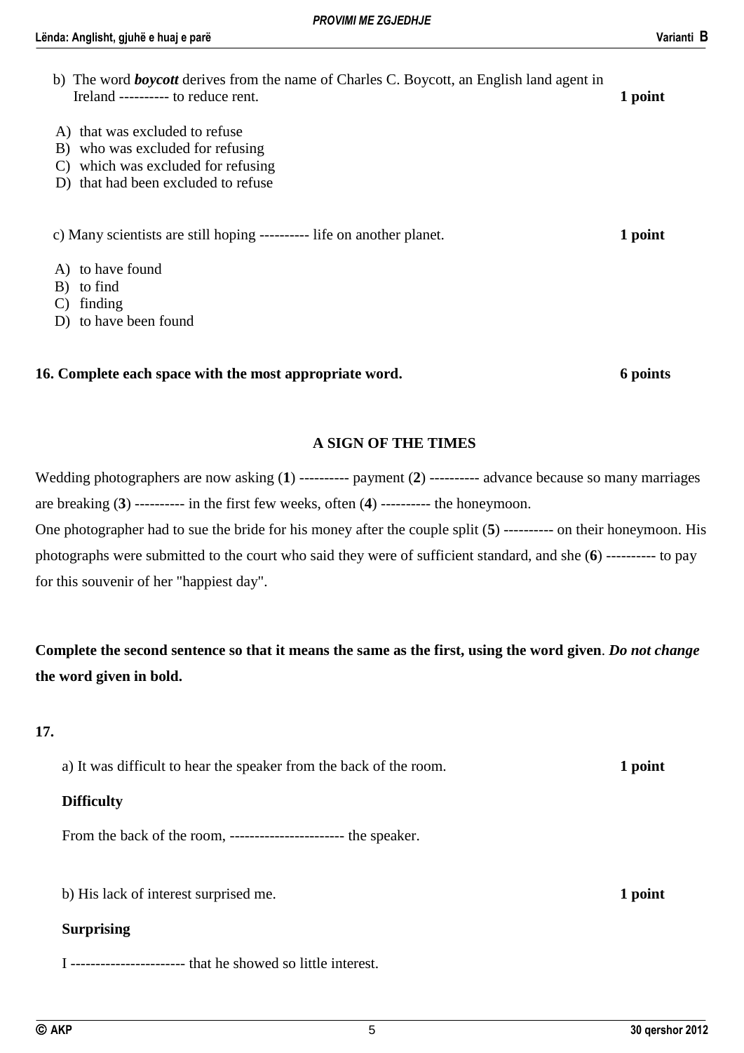b) The word ***boycott*** derives from the name of Charles C. Boycott, an English land agent in Ireland ---------- to reduce rent. **1 point**

A) that was excluded to refuse
B) who was excluded for refusing
C) which was excluded for refusing
D) that had been excluded to refuse

c) Many scientists are still hoping ---------- life on another planet. **1 point**

A) to have found
B) to find
C) finding
D) to have been found

**16. Complete each space with the most appropriate word. 6 points**

**A SIGN OF THE TIMES**

Wedding photographers are now asking (**1**) ---------- payment (**2**) ---------- advance because so many marriages are breaking (**3**) ---------- in the first few weeks, often (**4**) ---------- the honeymoon.
One photographer had to sue the bride for his money after the couple split (**5**) ---------- on their honeymoon. His photographs were submitted to the court who said they were of sufficient standard, and she (**6**) ---------- to pay for this souvenir of her "happiest day".

**Complete the second sentence so that it means the same as the first, using the word given**. ***Do not change* the word given in bold.**

**17.**

a) It was difficult to hear the speaker from the back of the room. **1 point**

**Difficulty**

From the back of the room, ----------------------- the speaker.

b) His lack of interest surprised me. **1 point**

**Surprising**

I ----------------------- that he showed so little interest.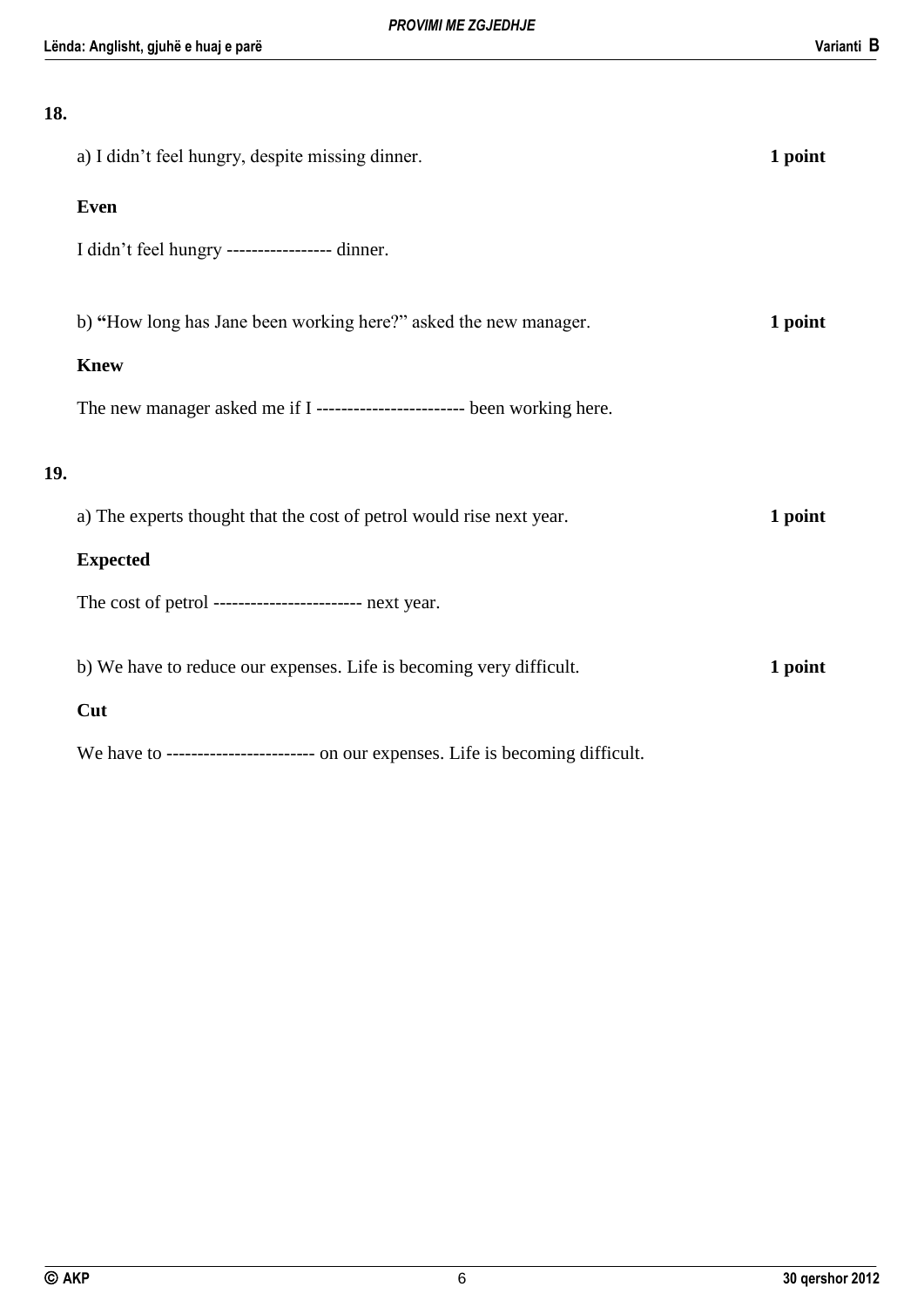**18.**

a) I didn’t feel hungry, despite missing dinner. **1 point**

**Even**

I didn’t feel hungry ----------------- dinner.

b) **“**How long has Jane been working here?” asked the new manager. **1 point**

**Knew**

The new manager asked me if I ----------------------- been working here.

**19.**

a) The experts thought that the cost of petrol would rise next year. **1 point**

**Expected**

The cost of petrol ----------------------- next year.

b) We have to reduce our expenses. Life is becoming very difficult. **1 point**

**Cut**

We have to ----------------------- on our expenses. Life is becoming difficult.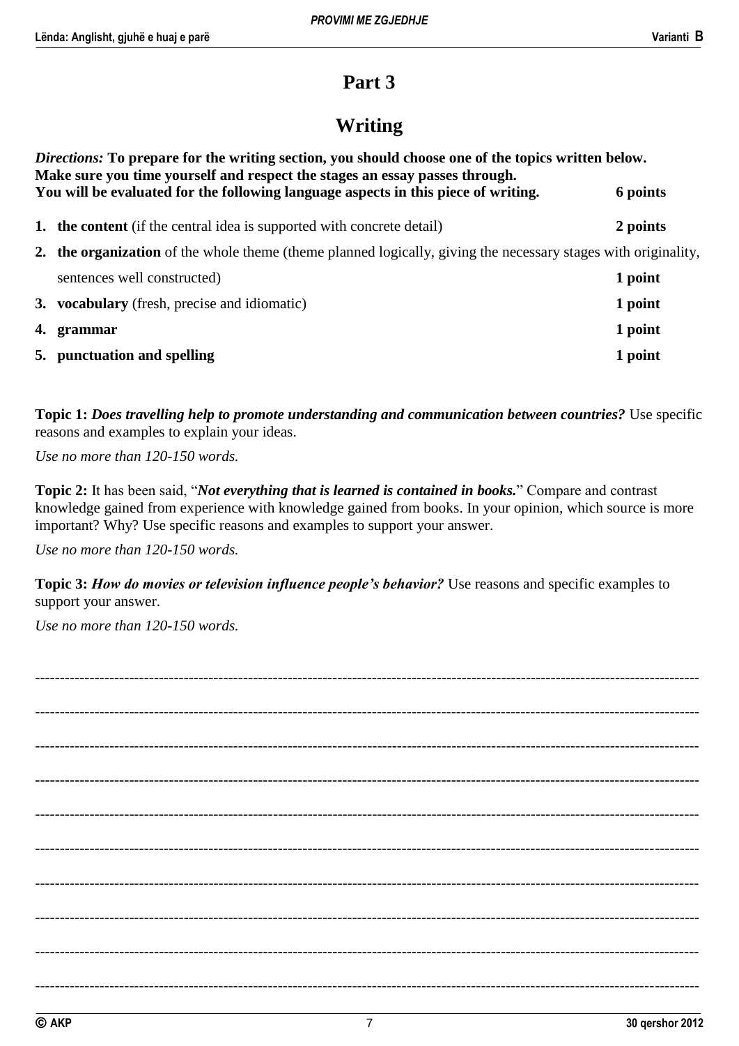# Part 3

## Writing

***Directions:*** **To prepare for the writing section, you should choose one of the topics written below. Make sure you time yourself and respect the stages an essay passes through.**
**You will be evaluated for the following language aspects in this piece of writing.** **6 points**

1. **the content** (if the central idea is supported with concrete detail) **2 points**
2. **the organization** of the whole theme (theme planned logically, giving the necessary stages with originality, sentences well constructed) **1 point**
3. **vocabulary** (fresh, precise and idiomatic) **1 point**
4. **grammar** **1 point**
5. **punctuation and spelling** **1 point**

**Topic 1:** ***Does travelling help to promote understanding and communication between countries?*** Use specific reasons and examples to explain your ideas.

*Use no more than 120-150 words.*

**Topic 2:** It has been said, "***Not everything that is learned is contained in books.***" Compare and contrast knowledge gained from experience with knowledge gained from books. In your opinion, which source is more important? Why? Use specific reasons and examples to support your answer.

*Use no more than 120-150 words.*

**Topic 3:** ***How do movies or television influence people's behavior?*** Use reasons and specific examples to support your answer.

*Use no more than 120-150 words.*

---

---

---

---

---

---

---

---

---

---